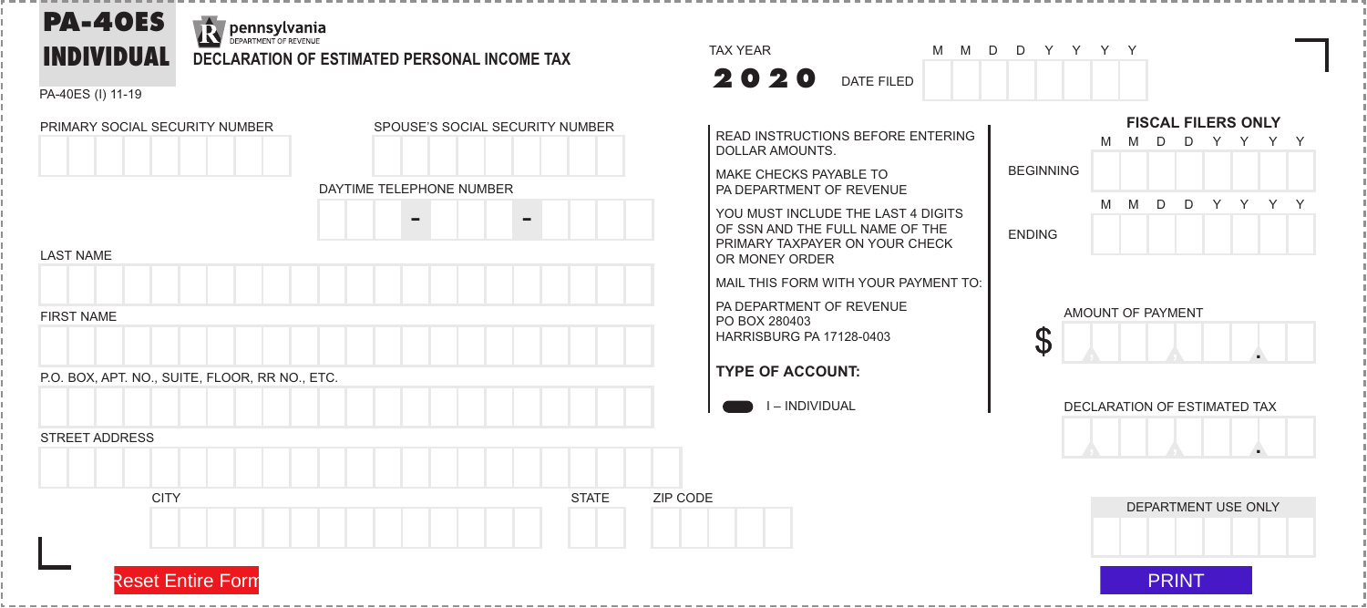# PA-40ES INDIVIDUAL

pennsylvania DEPARTMENT OF REVENUE

**DECLARATION OF ESTIMATED PERSONAL INCOME TAX**

PA-40ES (I) 11-19

TAX YEAR **2020**

DATE FILED M M D D Y Y Y Y

PRIMARY SOCIAL SECURITY NUMBER

SPOUSE'S SOCIAL SECURITY NUMBER

DAYTIME TELEPHONE NUMBER

LAST NAME

FIRST NAME

P.O. BOX, APT. NO., SUITE, FLOOR, RR NO., ETC.

STREET ADDRESS

CITY | STATE | ZIP CODE

READ INSTRUCTIONS BEFORE ENTERING DOLLAR AMOUNTS.

MAKE CHECKS PAYABLE TO PA DEPARTMENT OF REVENUE

YOU MUST INCLUDE THE LAST 4 DIGITS OF SSN AND THE FULL NAME OF THE PRIMARY TAXPAYER ON YOUR CHECK OR MONEY ORDER

MAIL THIS FORM WITH YOUR PAYMENT TO:

PA DEPARTMENT OF REVENUE
PO BOX 280403
HARRISBURG PA 17128-0403

**TYPE OF ACCOUNT:**

I – INDIVIDUAL

**FISCAL FILERS ONLY**

BEGINNING M M D D Y Y Y Y

ENDING M M D D Y Y Y Y

AMOUNT OF PAYMENT

$

DECLARATION OF ESTIMATED TAX

DEPARTMENT USE ONLY

Reset Entire Form

PRINT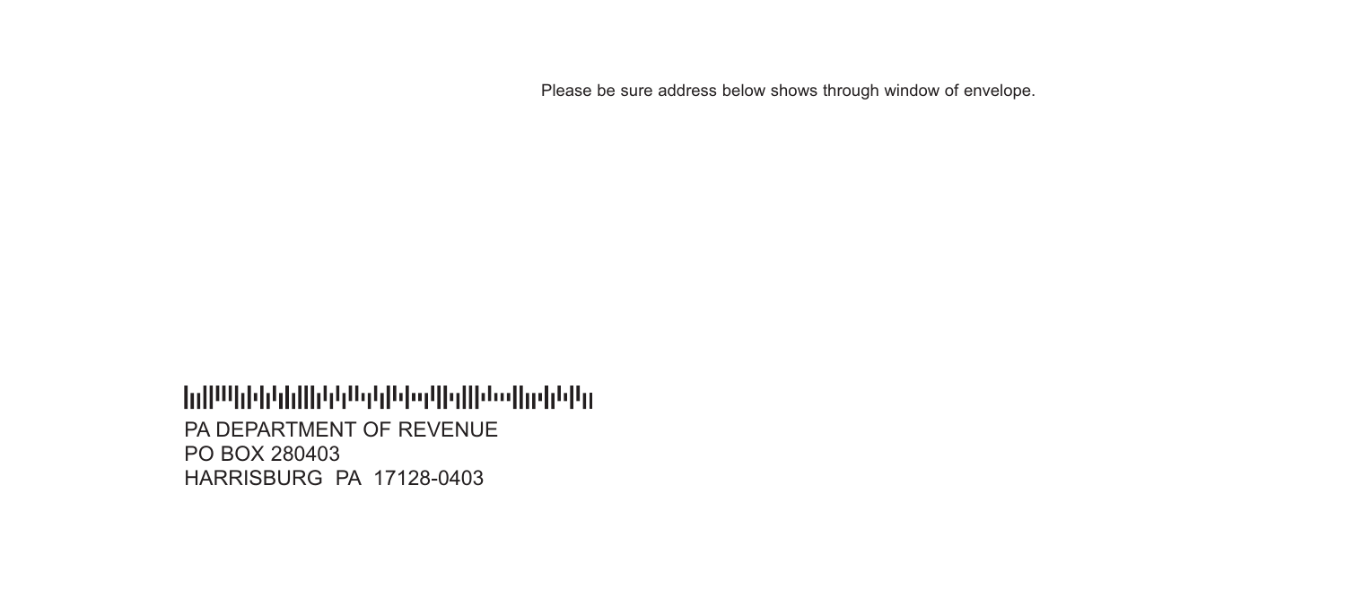Please be sure address below shows through window of envelope.

PA DEPARTMENT OF REVENUE
PO BOX 280403
HARRISBURG PA 17128-0403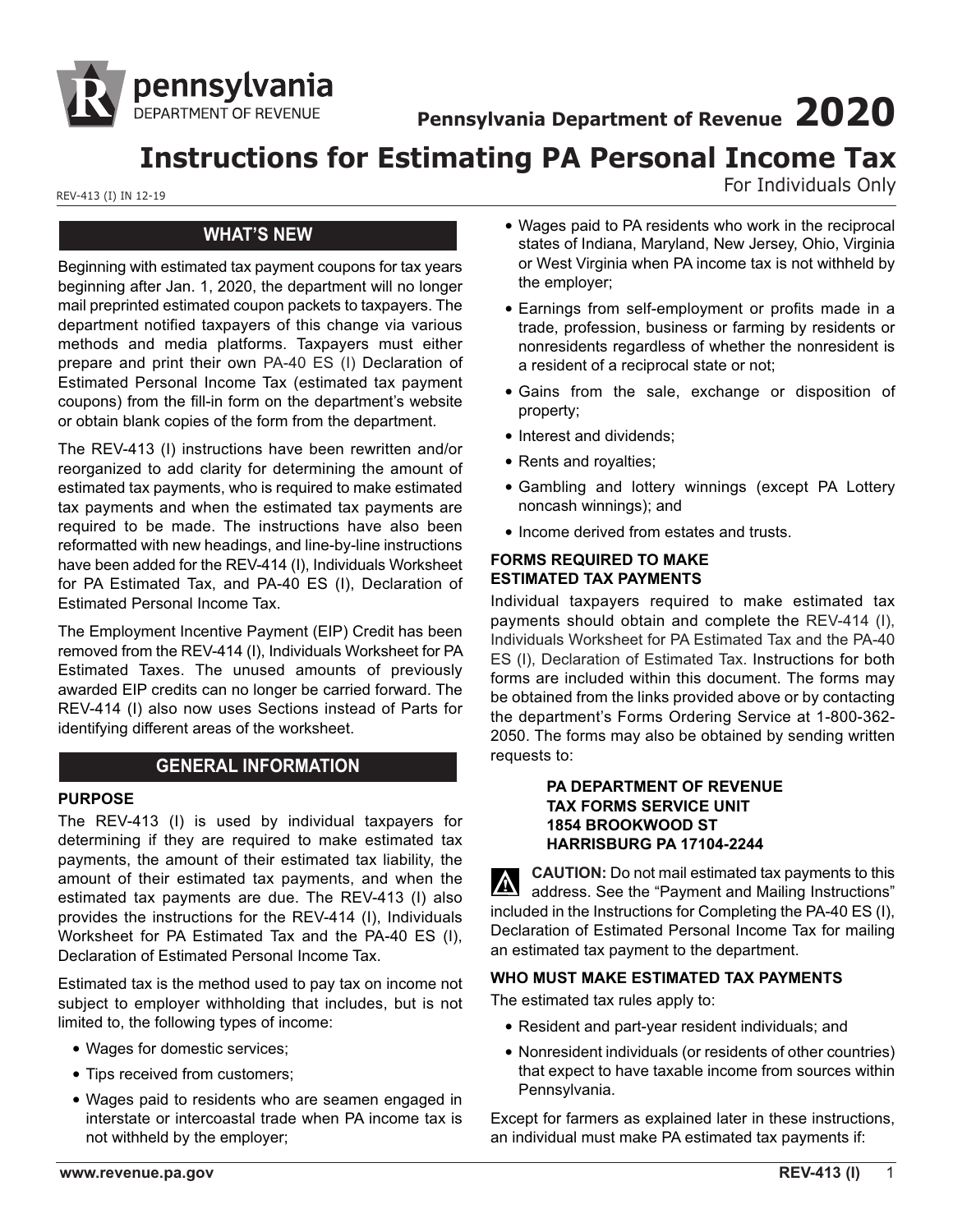# Pennsylvania Department of Revenue 2020

# Instructions for Estimating PA Personal Income Tax

For Individuals Only

REV-413 (I) IN 12-19

## WHAT'S NEW

Beginning with estimated tax payment coupons for tax years beginning after Jan. 1, 2020, the department will no longer mail preprinted estimated coupon packets to taxpayers. The department notified taxpayers of this change via various methods and media platforms. Taxpayers must either prepare and print their own PA-40 ES (I) Declaration of Estimated Personal Income Tax (estimated tax payment coupons) from the fill-in form on the department's website or obtain blank copies of the form from the department.

The REV-413 (I) instructions have been rewritten and/or reorganized to add clarity for determining the amount of estimated tax payments, who is required to make estimated tax payments and when the estimated tax payments are required to be made. The instructions have also been reformatted with new headings, and line-by-line instructions have been added for the REV-414 (I), Individuals Worksheet for PA Estimated Tax, and PA-40 ES (I), Declaration of Estimated Personal Income Tax.

The Employment Incentive Payment (EIP) Credit has been removed from the REV-414 (I), Individuals Worksheet for PA Estimated Taxes. The unused amounts of previously awarded EIP credits can no longer be carried forward. The REV-414 (I) also now uses Sections instead of Parts for identifying different areas of the worksheet.

## GENERAL INFORMATION

### PURPOSE

The REV-413 (I) is used by individual taxpayers for determining if they are required to make estimated tax payments, the amount of their estimated tax liability, the amount of their estimated tax payments, and when the estimated tax payments are due. The REV-413 (I) also provides the instructions for the REV-414 (I), Individuals Worksheet for PA Estimated Tax and the PA-40 ES (I), Declaration of Estimated Personal Income Tax.

Estimated tax is the method used to pay tax on income not subject to employer withholding that includes, but is not limited to, the following types of income:

- Wages for domestic services;
- Tips received from customers;
- Wages paid to residents who are seamen engaged in interstate or intercoastal trade when PA income tax is not withheld by the employer;
- Wages paid to PA residents who work in the reciprocal states of Indiana, Maryland, New Jersey, Ohio, Virginia or West Virginia when PA income tax is not withheld by the employer;
- Earnings from self-employment or profits made in a trade, profession, business or farming by residents or nonresidents regardless of whether the nonresident is a resident of a reciprocal state or not;
- Gains from the sale, exchange or disposition of property;
- Interest and dividends;
- Rents and royalties;
- Gambling and lottery winnings (except PA Lottery noncash winnings); and
- Income derived from estates and trusts.

### FORMS REQUIRED TO MAKE ESTIMATED TAX PAYMENTS

Individual taxpayers required to make estimated tax payments should obtain and complete the REV-414 (I), Individuals Worksheet for PA Estimated Tax and the PA-40 ES (I), Declaration of Estimated Tax. Instructions for both forms are included within this document. The forms may be obtained from the links provided above or by contacting the department's Forms Ordering Service at 1-800-362-2050. The forms may also be obtained by sending written requests to:

**PA DEPARTMENT OF REVENUE**
**TAX FORMS SERVICE UNIT**
**1854 BROOKWOOD ST**
**HARRISBURG PA 17104-2244**

**CAUTION:** Do not mail estimated tax payments to this address. See the "Payment and Mailing Instructions" included in the Instructions for Completing the PA-40 ES (I), Declaration of Estimated Personal Income Tax for mailing an estimated tax payment to the department.

### WHO MUST MAKE ESTIMATED TAX PAYMENTS

The estimated tax rules apply to:

- Resident and part-year resident individuals; and
- Nonresident individuals (or residents of other countries) that expect to have taxable income from sources within Pennsylvania.

Except for farmers as explained later in these instructions, an individual must make PA estimated tax payments if: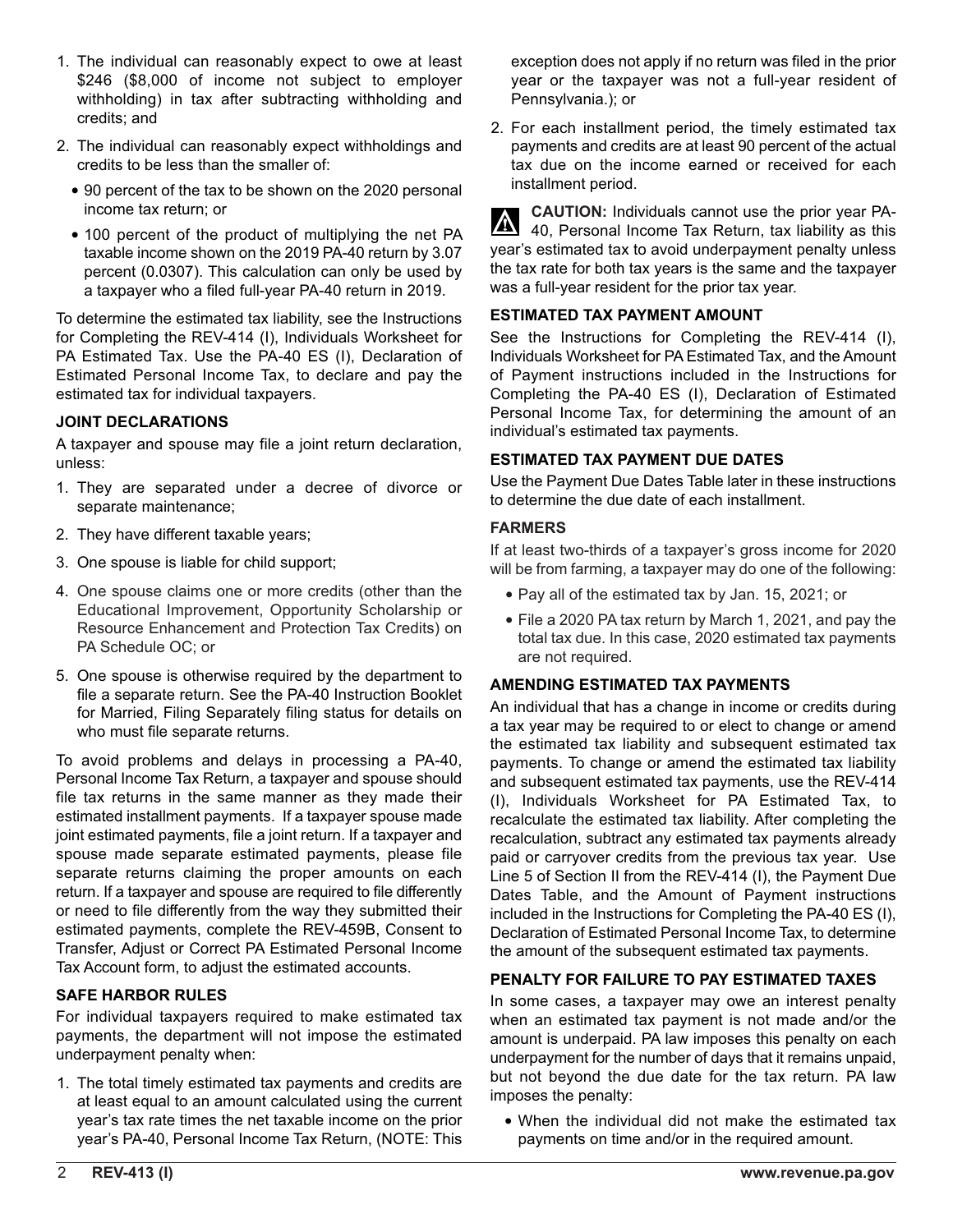1. The individual can reasonably expect to owe at least $246 ($8,000 of income not subject to employer withholding) in tax after subtracting withholding and credits; and
2. The individual can reasonably expect withholdings and credits to be less than the smaller of:
   - 90 percent of the tax to be shown on the 2020 personal income tax return; or
   - 100 percent of the product of multiplying the net PA taxable income shown on the 2019 PA-40 return by 3.07 percent (0.0307). This calculation can only be used by a taxpayer who a filed full-year PA-40 return in 2019.

To determine the estimated tax liability, see the Instructions for Completing the REV-414 (I), Individuals Worksheet for PA Estimated Tax. Use the PA-40 ES (I), Declaration of Estimated Personal Income Tax, to declare and pay the estimated tax for individual taxpayers.

**JOINT DECLARATIONS**

A taxpayer and spouse may file a joint return declaration, unless:

1. They are separated under a decree of divorce or separate maintenance;
2. They have different taxable years;
3. One spouse is liable for child support;
4. One spouse claims one or more credits (other than the Educational Improvement, Opportunity Scholarship or Resource Enhancement and Protection Tax Credits) on PA Schedule OC; or
5. One spouse is otherwise required by the department to file a separate return. See the PA-40 Instruction Booklet for Married, Filing Separately filing status for details on who must file separate returns.

To avoid problems and delays in processing a PA-40, Personal Income Tax Return, a taxpayer and spouse should file tax returns in the same manner as they made their estimated installment payments. If a taxpayer spouse made joint estimated payments, file a joint return. If a taxpayer and spouse made separate estimated payments, please file separate returns claiming the proper amounts on each return. If a taxpayer and spouse are required to file differently or need to file differently from the way they submitted their estimated payments, complete the REV-459B, Consent to Transfer, Adjust or Correct PA Estimated Personal Income Tax Account form, to adjust the estimated accounts.

**SAFE HARBOR RULES**

For individual taxpayers required to make estimated tax payments, the department will not impose the estimated underpayment penalty when:

1. The total timely estimated tax payments and credits are at least equal to an amount calculated using the current year's tax rate times the net taxable income on the prior year's PA-40, Personal Income Tax Return, (NOTE: This exception does not apply if no return was filed in the prior year or the taxpayer was not a full-year resident of Pennsylvania.); or
2. For each installment period, the timely estimated tax payments and credits are at least 90 percent of the actual tax due on the income earned or received for each installment period.

**CAUTION:** Individuals cannot use the prior year PA-40, Personal Income Tax Return, tax liability as this year's estimated tax to avoid underpayment penalty unless the tax rate for both tax years is the same and the taxpayer was a full-year resident for the prior tax year.

**ESTIMATED TAX PAYMENT AMOUNT**

See the Instructions for Completing the REV-414 (I), Individuals Worksheet for PA Estimated Tax, and the Amount of Payment instructions included in the Instructions for Completing the PA-40 ES (I), Declaration of Estimated Personal Income Tax, for determining the amount of an individual's estimated tax payments.

**ESTIMATED TAX PAYMENT DUE DATES**

Use the Payment Due Dates Table later in these instructions to determine the due date of each installment.

**FARMERS**

If at least two-thirds of a taxpayer's gross income for 2020 will be from farming, a taxpayer may do one of the following:

- Pay all of the estimated tax by Jan. 15, 2021; or
- File a 2020 PA tax return by March 1, 2021, and pay the total tax due. In this case, 2020 estimated tax payments are not required.

**AMENDING ESTIMATED TAX PAYMENTS**

An individual that has a change in income or credits during a tax year may be required to or elect to change or amend the estimated tax liability and subsequent estimated tax payments. To change or amend the estimated tax liability and subsequent estimated tax payments, use the REV-414 (I), Individuals Worksheet for PA Estimated Tax, to recalculate the estimated tax liability. After completing the recalculation, subtract any estimated tax payments already paid or carryover credits from the previous tax year. Use Line 5 of Section II from the REV-414 (I), the Payment Due Dates Table, and the Amount of Payment instructions included in the Instructions for Completing the PA-40 ES (I), Declaration of Estimated Personal Income Tax, to determine the amount of the subsequent estimated tax payments.

**PENALTY FOR FAILURE TO PAY ESTIMATED TAXES**

In some cases, a taxpayer may owe an interest penalty when an estimated tax payment is not made and/or the amount is underpaid. PA law imposes this penalty on each underpayment for the number of days that it remains unpaid, but not beyond the due date for the tax return. PA law imposes the penalty:

- When the individual did not make the estimated tax payments on time and/or in the required amount.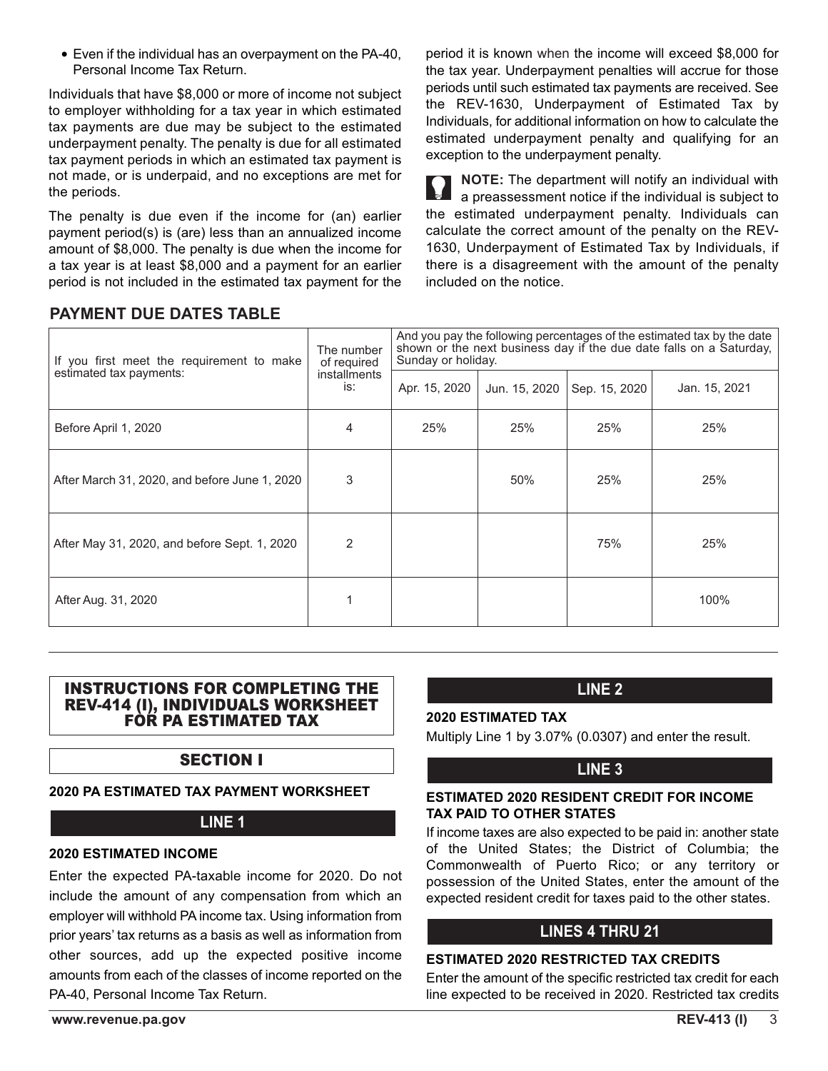- Even if the individual has an overpayment on the PA-40, Personal Income Tax Return.

Individuals that have $8,000 or more of income not subject to employer withholding for a tax year in which estimated tax payments are due may be subject to the estimated underpayment penalty. The penalty is due for all estimated tax payment periods in which an estimated tax payment is not made, or is underpaid, and no exceptions are met for the periods.

The penalty is due even if the income for (an) earlier payment period(s) is (are) less than an annualized income amount of $8,000. The penalty is due when the income for a tax year is at least $8,000 and a payment for an earlier period is not included in the estimated tax payment for the period it is known when the income will exceed $8,000 for the tax year. Underpayment penalties will accrue for those periods until such estimated tax payments are received. See the REV-1630, Underpayment of Estimated Tax by Individuals, for additional information on how to calculate the estimated underpayment penalty and qualifying for an exception to the underpayment penalty.

**NOTE:** The department will notify an individual with a preassessment notice if the individual is subject to the estimated underpayment penalty. Individuals can calculate the correct amount of the penalty on the REV-1630, Underpayment of Estimated Tax by Individuals, if there is a disagreement with the amount of the penalty included on the notice.

## PAYMENT DUE DATES TABLE

| If you first meet the requirement to make estimated tax payments: | The number of required installments is: | And you pay the following percentages of the estimated tax by the date shown or the next business day if the due date falls on a Saturday, Sunday or holiday. | | | |
|---|---|---|---|---|---|
| | | Apr. 15, 2020 | Jun. 15, 2020 | Sep. 15, 2020 | Jan. 15, 2021 |
| Before April 1, 2020 | 4 | 25% | 25% | 25% | 25% |
| After March 31, 2020, and before June 1, 2020 | 3 | | 50% | 25% | 25% |
| After May 31, 2020, and before Sept. 1, 2020 | 2 | | | 75% | 25% |
| After Aug. 31, 2020 | 1 | | | | 100% |

## INSTRUCTIONS FOR COMPLETING THE REV-414 (I), INDIVIDUALS WORKSHEET FOR PA ESTIMATED TAX

## SECTION I

**2020 PA ESTIMATED TAX PAYMENT WORKSHEET**

### LINE 1

**2020 ESTIMATED INCOME**

Enter the expected PA-taxable income for 2020. Do not include the amount of any compensation from which an employer will withhold PA income tax. Using information from prior years' tax returns as a basis as well as information from other sources, add up the expected positive income amounts from each of the classes of income reported on the PA-40, Personal Income Tax Return.

### LINE 2

**2020 ESTIMATED TAX**

Multiply Line 1 by 3.07% (0.0307) and enter the result.

### LINE 3

**ESTIMATED 2020 RESIDENT CREDIT FOR INCOME TAX PAID TO OTHER STATES**

If income taxes are also expected to be paid in: another state of the United States; the District of Columbia; the Commonwealth of Puerto Rico; or any territory or possession of the United States, enter the amount of the expected resident credit for taxes paid to the other states.

### LINES 4 THRU 21

**ESTIMATED 2020 RESTRICTED TAX CREDITS**

Enter the amount of the specific restricted tax credit for each line expected to be received in 2020. Restricted tax credits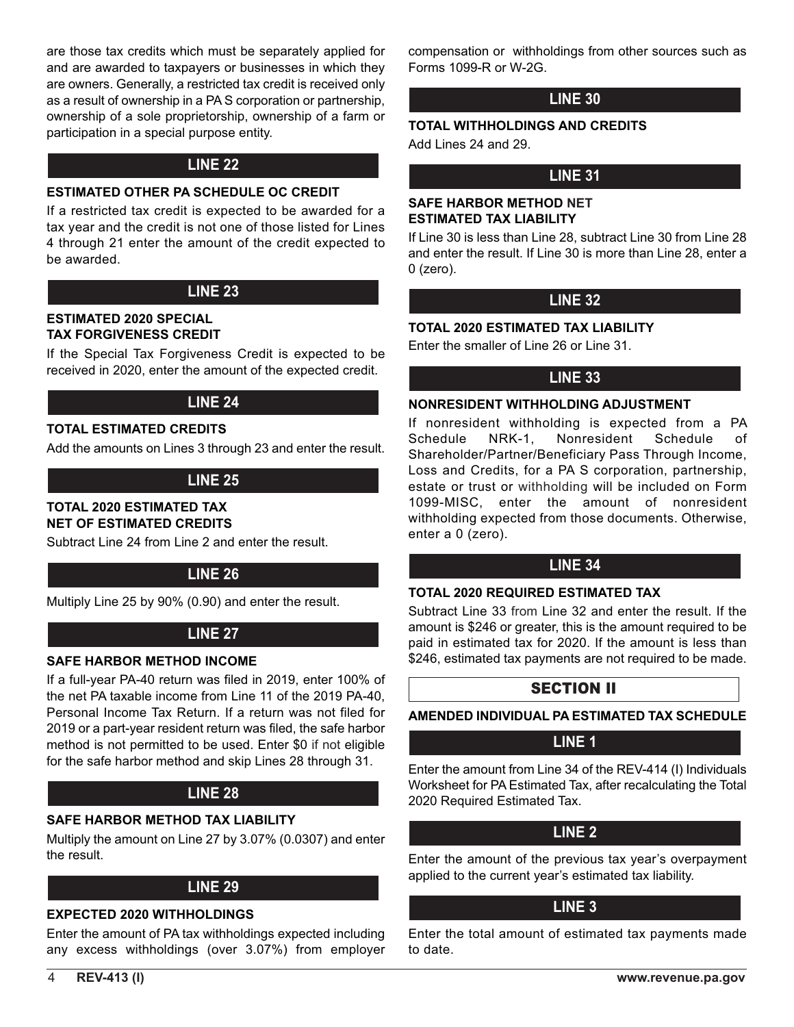are those tax credits which must be separately applied for and are awarded to taxpayers or businesses in which they are owners. Generally, a restricted tax credit is received only as a result of ownership in a PA S corporation or partnership, ownership of a sole proprietorship, ownership of a farm or participation in a special purpose entity.

## LINE 22

**ESTIMATED OTHER PA SCHEDULE OC CREDIT**

If a restricted tax credit is expected to be awarded for a tax year and the credit is not one of those listed for Lines 4 through 21 enter the amount of the credit expected to be awarded.

## LINE 23

**ESTIMATED 2020 SPECIAL TAX FORGIVENESS CREDIT**

If the Special Tax Forgiveness Credit is expected to be received in 2020, enter the amount of the expected credit.

## LINE 24

**TOTAL ESTIMATED CREDITS**

Add the amounts on Lines 3 through 23 and enter the result.

## LINE 25

**TOTAL 2020 ESTIMATED TAX NET OF ESTIMATED CREDITS**

Subtract Line 24 from Line 2 and enter the result.

## LINE 26

Multiply Line 25 by 90% (0.90) and enter the result.

## LINE 27

**SAFE HARBOR METHOD INCOME**

If a full-year PA-40 return was filed in 2019, enter 100% of the net PA taxable income from Line 11 of the 2019 PA-40, Personal Income Tax Return. If a return was not filed for 2019 or a part-year resident return was filed, the safe harbor method is not permitted to be used. Enter $0 if not eligible for the safe harbor method and skip Lines 28 through 31.

## LINE 28

**SAFE HARBOR METHOD TAX LIABILITY**

Multiply the amount on Line 27 by 3.07% (0.0307) and enter the result.

## LINE 29

**EXPECTED 2020 WITHHOLDINGS**

Enter the amount of PA tax withholdings expected including any excess withholdings (over 3.07%) from employer compensation or withholdings from other sources such as Forms 1099-R or W-2G.

## LINE 30

**TOTAL WITHHOLDINGS AND CREDITS**

Add Lines 24 and 29.

## LINE 31

**SAFE HARBOR METHOD NET ESTIMATED TAX LIABILITY**

If Line 30 is less than Line 28, subtract Line 30 from Line 28 and enter the result. If Line 30 is more than Line 28, enter a 0 (zero).

## LINE 32

**TOTAL 2020 ESTIMATED TAX LIABILITY**

Enter the smaller of Line 26 or Line 31.

## LINE 33

**NONRESIDENT WITHHOLDING ADJUSTMENT**

If nonresident withholding is expected from a PA Schedule NRK-1, Nonresident Schedule of Shareholder/Partner/Beneficiary Pass Through Income, Loss and Credits, for a PA S corporation, partnership, estate or trust or withholding will be included on Form 1099-MISC, enter the amount of nonresident withholding expected from those documents. Otherwise, enter a 0 (zero).

## LINE 34

**TOTAL 2020 REQUIRED ESTIMATED TAX**

Subtract Line 33 from Line 32 and enter the result. If the amount is $246 or greater, this is the amount required to be paid in estimated tax for 2020. If the amount is less than $246, estimated tax payments are not required to be made.

# SECTION II

**AMENDED INDIVIDUAL PA ESTIMATED TAX SCHEDULE**

## LINE 1

Enter the amount from Line 34 of the REV-414 (I) Individuals Worksheet for PA Estimated Tax, after recalculating the Total 2020 Required Estimated Tax.

## LINE 2

Enter the amount of the previous tax year's overpayment applied to the current year's estimated tax liability.

## LINE 3

Enter the total amount of estimated tax payments made to date.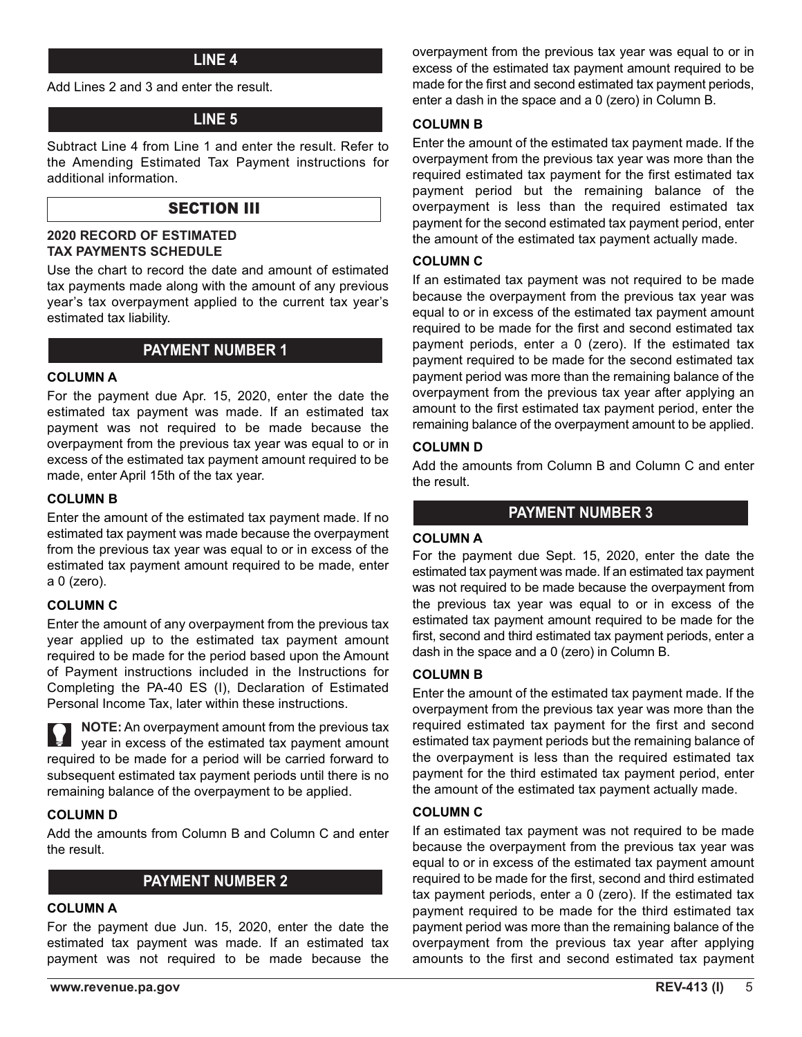## LINE 4

Add Lines 2 and 3 and enter the result.

## LINE 5

Subtract Line 4 from Line 1 and enter the result. Refer to the Amending Estimated Tax Payment instructions for additional information.

## SECTION III

**2020 RECORD OF ESTIMATED TAX PAYMENTS SCHEDULE**

Use the chart to record the date and amount of estimated tax payments made along with the amount of any previous year's tax overpayment applied to the current tax year's estimated tax liability.

## PAYMENT NUMBER 1

**COLUMN A**

For the payment due Apr. 15, 2020, enter the date the estimated tax payment was made. If an estimated tax payment was not required to be made because the overpayment from the previous tax year was equal to or in excess of the estimated tax payment amount required to be made, enter April 15th of the tax year.

**COLUMN B**

Enter the amount of the estimated tax payment made. If no estimated tax payment was made because the overpayment from the previous tax year was equal to or in excess of the estimated tax payment amount required to be made, enter a 0 (zero).

**COLUMN C**

Enter the amount of any overpayment from the previous tax year applied up to the estimated tax payment amount required to be made for the period based upon the Amount of Payment instructions included in the Instructions for Completing the PA-40 ES (I), Declaration of Estimated Personal Income Tax, later within these instructions.

**NOTE:** An overpayment amount from the previous tax year in excess of the estimated tax payment amount required to be made for a period will be carried forward to subsequent estimated tax payment periods until there is no remaining balance of the overpayment to be applied.

**COLUMN D**

Add the amounts from Column B and Column C and enter the result.

## PAYMENT NUMBER 2

**COLUMN A**

For the payment due Jun. 15, 2020, enter the date the estimated tax payment was made. If an estimated tax payment was not required to be made because the overpayment from the previous tax year was equal to or in excess of the estimated tax payment amount required to be made for the first and second estimated tax payment periods, enter a dash in the space and a 0 (zero) in Column B.

**COLUMN B**

Enter the amount of the estimated tax payment made. If the overpayment from the previous tax year was more than the required estimated tax payment for the first estimated tax payment period but the remaining balance of the overpayment is less than the required estimated tax payment for the second estimated tax payment period, enter the amount of the estimated tax payment actually made.

**COLUMN C**

If an estimated tax payment was not required to be made because the overpayment from the previous tax year was equal to or in excess of the estimated tax payment amount required to be made for the first and second estimated tax payment periods, enter a 0 (zero). If the estimated tax payment required to be made for the second estimated tax payment period was more than the remaining balance of the overpayment from the previous tax year after applying an amount to the first estimated tax payment period, enter the remaining balance of the overpayment amount to be applied.

**COLUMN D**

Add the amounts from Column B and Column C and enter the result.

## PAYMENT NUMBER 3

**COLUMN A**

For the payment due Sept. 15, 2020, enter the date the estimated tax payment was made. If an estimated tax payment was not required to be made because the overpayment from the previous tax year was equal to or in excess of the estimated tax payment amount required to be made for the first, second and third estimated tax payment periods, enter a dash in the space and a 0 (zero) in Column B.

**COLUMN B**

Enter the amount of the estimated tax payment made. If the overpayment from the previous tax year was more than the required estimated tax payment for the first and second estimated tax payment periods but the remaining balance of the overpayment is less than the required estimated tax payment for the third estimated tax payment period, enter the amount of the estimated tax payment actually made.

**COLUMN C**

If an estimated tax payment was not required to be made because the overpayment from the previous tax year was equal to or in excess of the estimated tax payment amount required to be made for the first, second and third estimated tax payment periods, enter a 0 (zero). If the estimated tax payment required to be made for the third estimated tax payment period was more than the remaining balance of the overpayment from the previous tax year after applying amounts to the first and second estimated tax payment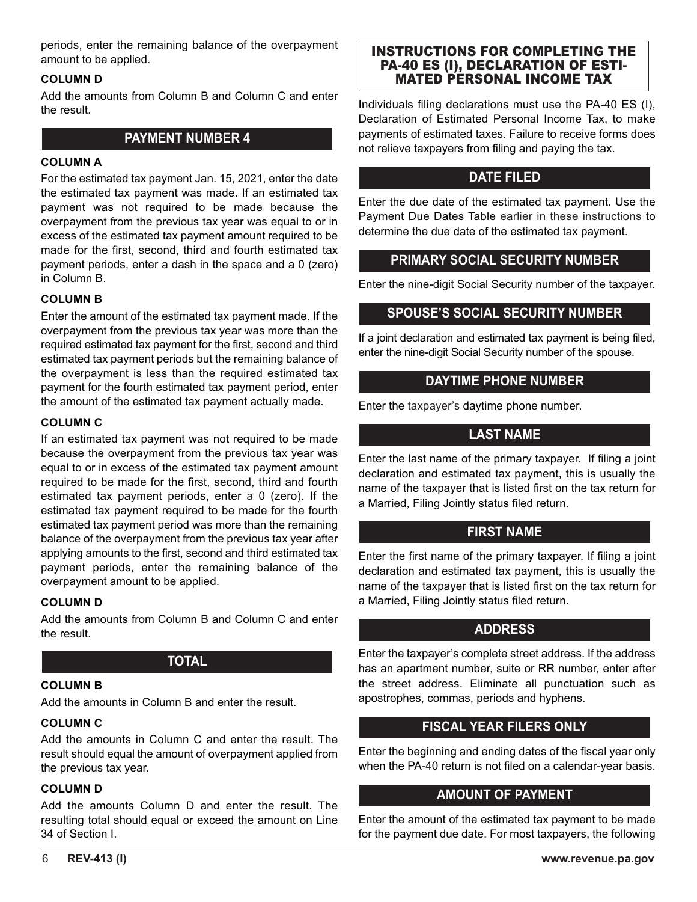periods, enter the remaining balance of the overpayment amount to be applied.

**COLUMN D**

Add the amounts from Column B and Column C and enter the result.

## PAYMENT NUMBER 4

**COLUMN A**

For the estimated tax payment Jan. 15, 2021, enter the date the estimated tax payment was made. If an estimated tax payment was not required to be made because the overpayment from the previous tax year was equal to or in excess of the estimated tax payment amount required to be made for the first, second, third and fourth estimated tax payment periods, enter a dash in the space and a 0 (zero) in Column B.

**COLUMN B**

Enter the amount of the estimated tax payment made. If the overpayment from the previous tax year was more than the required estimated tax payment for the first, second and third estimated tax payment periods but the remaining balance of the overpayment is less than the required estimated tax payment for the fourth estimated tax payment period, enter the amount of the estimated tax payment actually made.

**COLUMN C**

If an estimated tax payment was not required to be made because the overpayment from the previous tax year was equal to or in excess of the estimated tax payment amount required to be made for the first, second, third and fourth estimated tax payment periods, enter a 0 (zero). If the estimated tax payment required to be made for the fourth estimated tax payment period was more than the remaining balance of the overpayment from the previous tax year after applying amounts to the first, second and third estimated tax payment periods, enter the remaining balance of the overpayment amount to be applied.

**COLUMN D**

Add the amounts from Column B and Column C and enter the result.

## TOTAL

**COLUMN B**

Add the amounts in Column B and enter the result.

**COLUMN C**

Add the amounts in Column C and enter the result. The result should equal the amount of overpayment applied from the previous tax year.

**COLUMN D**

Add the amounts Column D and enter the result. The resulting total should equal or exceed the amount on Line 34 of Section I.

# INSTRUCTIONS FOR COMPLETING THE PA-40 ES (I), DECLARATION OF ESTIMATED PERSONAL INCOME TAX

Individuals filing declarations must use the PA-40 ES (I), Declaration of Estimated Personal Income Tax, to make payments of estimated taxes. Failure to receive forms does not relieve taxpayers from filing and paying the tax.

## DATE FILED

Enter the due date of the estimated tax payment. Use the Payment Due Dates Table earlier in these instructions to determine the due date of the estimated tax payment.

## PRIMARY SOCIAL SECURITY NUMBER

Enter the nine-digit Social Security number of the taxpayer.

## SPOUSE'S SOCIAL SECURITY NUMBER

If a joint declaration and estimated tax payment is being filed, enter the nine-digit Social Security number of the spouse.

## DAYTIME PHONE NUMBER

Enter the taxpayer's daytime phone number.

## LAST NAME

Enter the last name of the primary taxpayer. If filing a joint declaration and estimated tax payment, this is usually the name of the taxpayer that is listed first on the tax return for a Married, Filing Jointly status filed return.

## FIRST NAME

Enter the first name of the primary taxpayer. If filing a joint declaration and estimated tax payment, this is usually the name of the taxpayer that is listed first on the tax return for a Married, Filing Jointly status filed return.

## ADDRESS

Enter the taxpayer's complete street address. If the address has an apartment number, suite or RR number, enter after the street address. Eliminate all punctuation such as apostrophes, commas, periods and hyphens.

## FISCAL YEAR FILERS ONLY

Enter the beginning and ending dates of the fiscal year only when the PA-40 return is not filed on a calendar-year basis.

## AMOUNT OF PAYMENT

Enter the amount of the estimated tax payment to be made for the payment due date. For most taxpayers, the following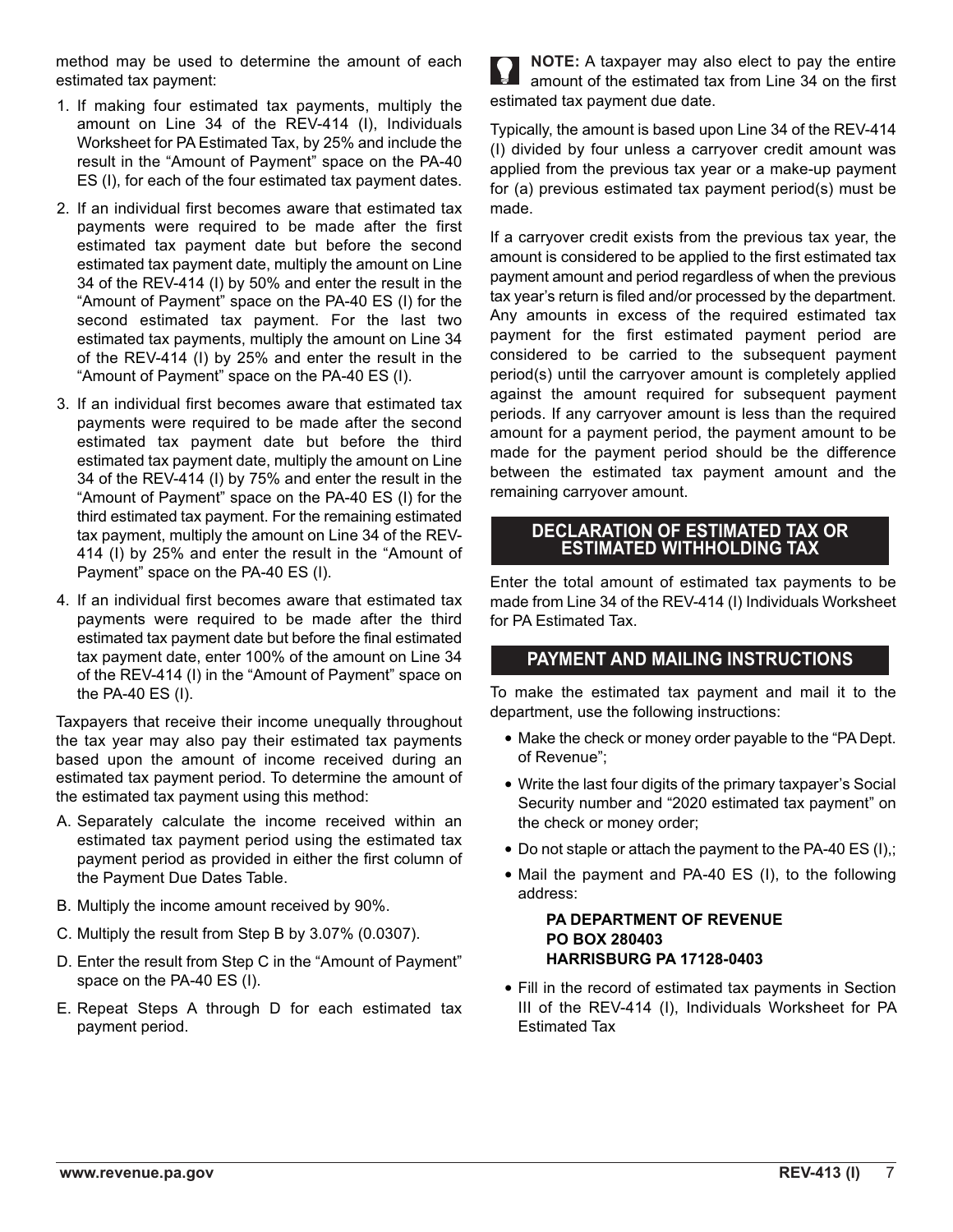method may be used to determine the amount of each estimated tax payment:

1. If making four estimated tax payments, multiply the amount on Line 34 of the REV-414 (I), Individuals Worksheet for PA Estimated Tax, by 25% and include the result in the "Amount of Payment" space on the PA-40 ES (I), for each of the four estimated tax payment dates.
2. If an individual first becomes aware that estimated tax payments were required to be made after the first estimated tax payment date but before the second estimated tax payment date, multiply the amount on Line 34 of the REV-414 (I) by 50% and enter the result in the "Amount of Payment" space on the PA-40 ES (I) for the second estimated tax payment. For the last two estimated tax payments, multiply the amount on Line 34 of the REV-414 (I) by 25% and enter the result in the "Amount of Payment" space on the PA-40 ES (I).
3. If an individual first becomes aware that estimated tax payments were required to be made after the second estimated tax payment date but before the third estimated tax payment date, multiply the amount on Line 34 of the REV-414 (I) by 75% and enter the result in the "Amount of Payment" space on the PA-40 ES (I) for the third estimated tax payment. For the remaining estimated tax payment, multiply the amount on Line 34 of the REV-414 (I) by 25% and enter the result in the "Amount of Payment" space on the PA-40 ES (I).
4. If an individual first becomes aware that estimated tax payments were required to be made after the third estimated tax payment date but before the final estimated tax payment date, enter 100% of the amount on Line 34 of the REV-414 (I) in the "Amount of Payment" space on the PA-40 ES (I).

Taxpayers that receive their income unequally throughout the tax year may also pay their estimated tax payments based upon the amount of income received during an estimated tax payment period. To determine the amount of the estimated tax payment using this method:

A. Separately calculate the income received within an estimated tax payment period using the estimated tax payment period as provided in either the first column of the Payment Due Dates Table.

B. Multiply the income amount received by 90%.

C. Multiply the result from Step B by 3.07% (0.0307).

D. Enter the result from Step C in the "Amount of Payment" space on the PA-40 ES (I).

E. Repeat Steps A through D for each estimated tax payment period.

**NOTE:** A taxpayer may also elect to pay the entire amount of the estimated tax from Line 34 on the first estimated tax payment due date.

Typically, the amount is based upon Line 34 of the REV-414 (I) divided by four unless a carryover credit amount was applied from the previous tax year or a make-up payment for (a) previous estimated tax payment period(s) must be made.

If a carryover credit exists from the previous tax year, the amount is considered to be applied to the first estimated tax payment amount and period regardless of when the previous tax year's return is filed and/or processed by the department. Any amounts in excess of the required estimated tax payment for the first estimated payment period are considered to be carried to the subsequent payment period(s) until the carryover amount is completely applied against the amount required for subsequent payment periods. If any carryover amount is less than the required amount for a payment period, the payment amount to be made for the payment period should be the difference between the estimated tax payment amount and the remaining carryover amount.

## DECLARATION OF ESTIMATED TAX OR ESTIMATED WITHHOLDING TAX

Enter the total amount of estimated tax payments to be made from Line 34 of the REV-414 (I) Individuals Worksheet for PA Estimated Tax.

## PAYMENT AND MAILING INSTRUCTIONS

To make the estimated tax payment and mail it to the department, use the following instructions:

- Make the check or money order payable to the "PA Dept. of Revenue";
- Write the last four digits of the primary taxpayer's Social Security number and "2020 estimated tax payment" on the check or money order;
- Do not staple or attach the payment to the PA-40 ES (I),;
- Mail the payment and PA-40 ES (I), to the following address:

  **PA DEPARTMENT OF REVENUE**
  **PO BOX 280403**
  **HARRISBURG PA 17128-0403**

- Fill in the record of estimated tax payments in Section III of the REV-414 (I), Individuals Worksheet for PA Estimated Tax